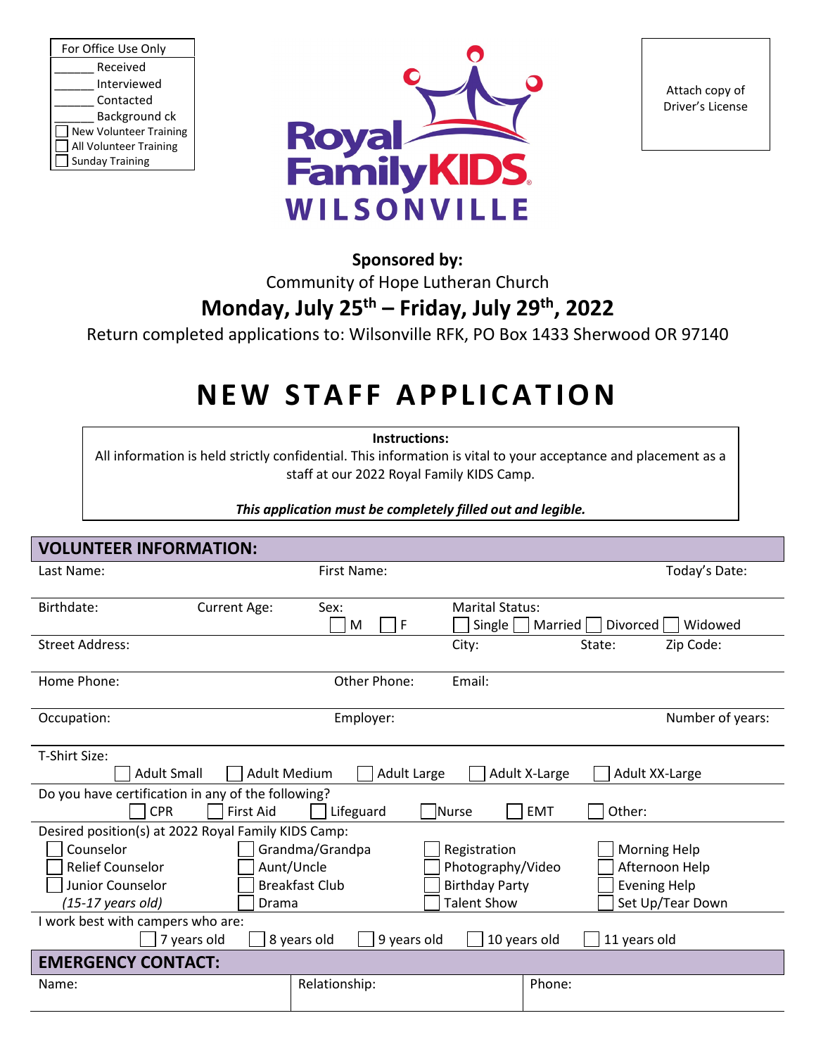| For Office Use Only |
| --- |
| ______ Received |
| ______ Interviewed |
| ______ Contacted |
| ______ Background ck |
| ☐ New Volunteer Training |
| ☐ All Volunteer Training |
| ☐ Sunday Training |

Royal Family KIDS WILSONVILLE

Attach copy of Driver's License

**Sponsored by:**

Community of Hope Lutheran Church

## Monday, July 25th – Friday, July 29th, 2022

Return completed applications to: Wilsonville RFK, PO Box 1433 Sherwood OR 97140

# NEW STAFF APPLICATION

**Instructions:**

All information is held strictly confidential. This information is vital to your acceptance and placement as a staff at our 2022 Royal Family KIDS Camp.

***This application must be completely filled out and legible.***

## VOLUNTEER INFORMATION:

Last Name: First Name: Today's Date:

Birthdate: Current Age: Sex: ☐ M ☐ F Marital Status: ☐ Single ☐ Married ☐ Divorced ☐ Widowed

Street Address: City: State: Zip Code:

Home Phone: Other Phone: Email:

Occupation: Employer: Number of years:

T-Shirt Size:
☐ Adult Small ☐ Adult Medium ☐ Adult Large ☐ Adult X-Large ☐ Adult XX-Large

Do you have certification in any of the following?
☐ CPR ☐ First Aid ☐ Lifeguard ☐ Nurse ☐ EMT ☐ Other:

Desired position(s) at 2022 Royal Family KIDS Camp:

| | | | |
| --- | --- | --- | --- |
| ☐ Counselor | ☐ Grandma/Grandpa | ☐ Registration | ☐ Morning Help |
| ☐ Relief Counselor | ☐ Aunt/Uncle | ☐ Photography/Video | ☐ Afternoon Help |
| ☐ Junior Counselor | ☐ Breakfast Club | ☐ Birthday Party | ☐ Evening Help |
| *(15-17 years old)* | ☐ Drama | ☐ Talent Show | ☐ Set Up/Tear Down |

I work best with campers who are:
☐ 7 years old ☐ 8 years old ☐ 9 years old ☐ 10 years old ☐ 11 years old

## EMERGENCY CONTACT:

| Name: | Relationship: | Phone: |
| --- | --- | --- |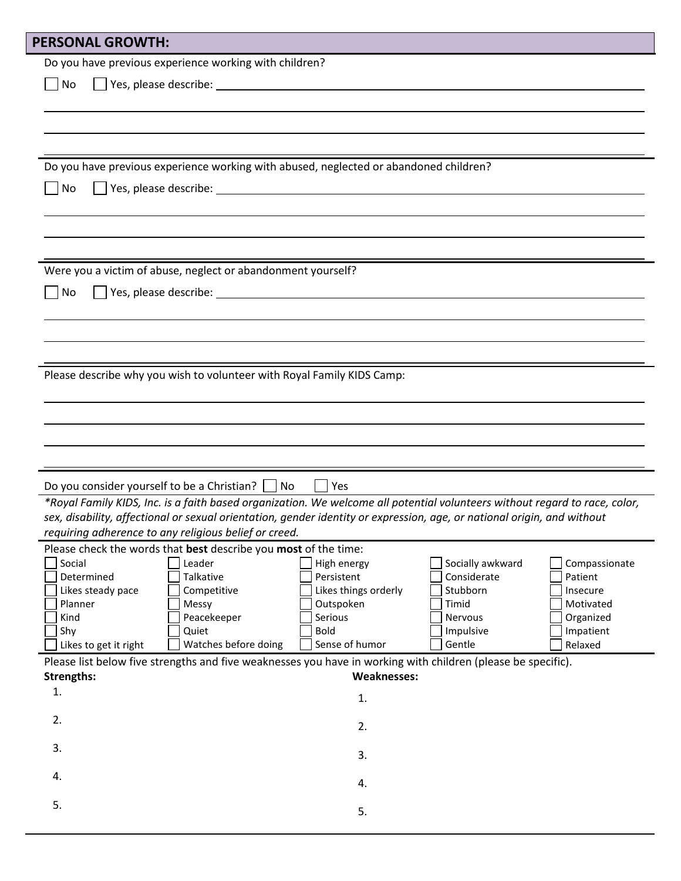## PERSONAL GROWTH:

Do you have previous experience working with children?

☐ No ☐ Yes, please describe: ______________________________

Do you have previous experience working with abused, neglected or abandoned children?

☐ No ☐ Yes, please describe: ______________________________

Were you a victim of abuse, neglect or abandonment yourself?

☐ No ☐ Yes, please describe: ______________________________

Please describe why you wish to volunteer with Royal Family KIDS Camp:

______________________________

Do you consider yourself to be a Christian? ☐ No ☐ Yes

*Royal Family KIDS, Inc. is a faith based organization. We welcome all potential volunteers without regard to race, color, sex, disability, affectional or sexual orientation, gender identity or expression, age, or national origin, and without requiring adherence to any religious belief or creed.*

Please check the words that **best** describe you **most** of the time:

| | | | | |
|---|---|---|---|---|
| ☐ Social | ☐ Leader | ☐ High energy | ☐ Socially awkward | ☐ Compassionate |
| ☐ Determined | ☐ Talkative | ☐ Persistent | ☐ Considerate | ☐ Patient |
| ☐ Likes steady pace | ☐ Competitive | ☐ Likes things orderly | ☐ Stubborn | ☐ Insecure |
| ☐ Planner | ☐ Messy | ☐ Outspoken | ☐ Timid | ☐ Motivated |
| ☐ Kind | ☐ Peacekeeper | ☐ Serious | ☐ Nervous | ☐ Organized |
| ☐ Shy | ☐ Quiet | ☐ Bold | ☐ Impulsive | ☐ Impatient |
| ☐ Likes to get it right | ☐ Watches before doing | ☐ Sense of humor | ☐ Gentle | ☐ Relaxed |

Please list below five strengths and five weaknesses you have in working with children (please be specific).

| **Strengths:** | **Weaknesses:** |
|---|---|
| 1. | 1. |
| 2. | 2. |
| 3. | 3. |
| 4. | 4. |
| 5. | 5. |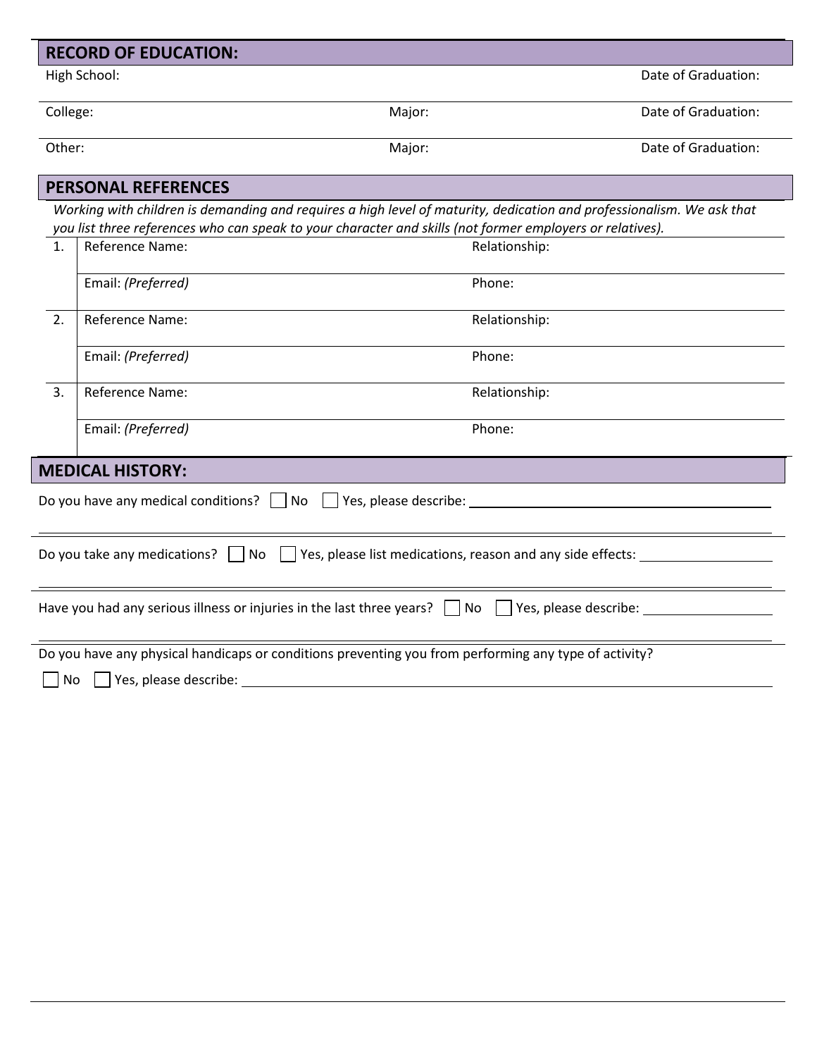## RECORD OF EDUCATION:

| | | |
|---|---|---|
| High School: | | Date of Graduation: |
| College: | Major: | Date of Graduation: |
| Other: | Major: | Date of Graduation: |

## PERSONAL REFERENCES

*Working with children is demanding and requires a high level of maturity, dedication and professionalism. We ask that you list three references who can speak to your character and skills (not former employers or relatives).*

| | | |
|---|---|---|
| 1. | Reference Name: | Relationship: |
| | Email: *(Preferred)* | Phone: |
| 2. | Reference Name: | Relationship: |
| | Email: *(Preferred)* | Phone: |
| 3. | Reference Name: | Relationship: |
| | Email: *(Preferred)* | Phone: |

## MEDICAL HISTORY:

Do you have any medical conditions? ☐ No ☐ Yes, please describe: ______________________

Do you take any medications? ☐ No ☐ Yes, please list medications, reason and any side effects: ______________________

Have you had any serious illness or injuries in the last three years? ☐ No ☐ Yes, please describe: ______________________

Do you have any physical handicaps or conditions preventing you from performing any type of activity?

☐ No ☐ Yes, please describe: ______________________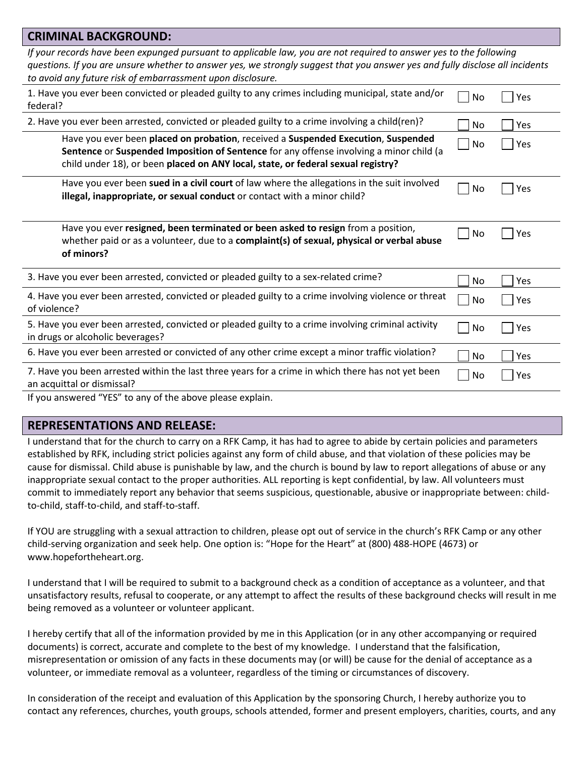## CRIMINAL BACKGROUND:

*If your records have been expunged pursuant to applicable law, you are not required to answer yes to the following questions. If you are unsure whether to answer yes, we strongly suggest that you answer yes and fully disclose all incidents to avoid any future risk of embarrassment upon disclosure.*

| Question | No | Yes |
|---|---|---|
| 1. Have you ever been convicted or pleaded guilty to any crimes including municipal, state and/or federal? | ☐ No | ☐ Yes |
| 2. Have you ever been arrested, convicted or pleaded guilty to a crime involving a child(ren)? | ☐ No | ☐ Yes |
| Have you ever been **placed on probation**, received a **Suspended Execution**, **Suspended Sentence** or **Suspended Imposition of Sentence** for any offense involving a minor child (a child under 18), or been **placed on ANY local, state, or federal sexual registry?** | ☐ No | ☐ Yes |
| Have you ever been **sued in a civil court** of law where the allegations in the suit involved **illegal, inappropriate, or sexual conduct** or contact with a minor child? | ☐ No | ☐ Yes |
| Have you ever **resigned, been terminated or been asked to resign** from a position, whether paid or as a volunteer, due to a **complaint(s) of sexual, physical or verbal abuse of minors?** | ☐ No | ☐ Yes |
| 3. Have you ever been arrested, convicted or pleaded guilty to a sex-related crime? | ☐ No | ☐ Yes |
| 4. Have you ever been arrested, convicted or pleaded guilty to a crime involving violence or threat of violence? | ☐ No | ☐ Yes |
| 5. Have you ever been arrested, convicted or pleaded guilty to a crime involving criminal activity in drugs or alcoholic beverages? | ☐ No | ☐ Yes |
| 6. Have you ever been arrested or convicted of any other crime except a minor traffic violation? | ☐ No | ☐ Yes |
| 7. Have you been arrested within the last three years for a crime in which there has not yet been an acquittal or dismissal? | ☐ No | ☐ Yes |

If you answered "YES" to any of the above please explain.

## REPRESENTATIONS AND RELEASE:

I understand that for the church to carry on a RFK Camp, it has had to agree to abide by certain policies and parameters established by RFK, including strict policies against any form of child abuse, and that violation of these policies may be cause for dismissal. Child abuse is punishable by law, and the church is bound by law to report allegations of abuse or any inappropriate sexual contact to the proper authorities. ALL reporting is kept confidential, by law. All volunteers must commit to immediately report any behavior that seems suspicious, questionable, abusive or inappropriate between: child-to-child, staff-to-child, and staff-to-staff.

If YOU are struggling with a sexual attraction to children, please opt out of service in the church's RFK Camp or any other child-serving organization and seek help. One option is: "Hope for the Heart" at (800) 488-HOPE (4673) or www.hopefortheheart.org.

I understand that I will be required to submit to a background check as a condition of acceptance as a volunteer, and that unsatisfactory results, refusal to cooperate, or any attempt to affect the results of these background checks will result in me being removed as a volunteer or volunteer applicant.

I hereby certify that all of the information provided by me in this Application (or in any other accompanying or required documents) is correct, accurate and complete to the best of my knowledge. I understand that the falsification, misrepresentation or omission of any facts in these documents may (or will) be cause for the denial of acceptance as a volunteer, or immediate removal as a volunteer, regardless of the timing or circumstances of discovery.

In consideration of the receipt and evaluation of this Application by the sponsoring Church, I hereby authorize you to contact any references, churches, youth groups, schools attended, former and present employers, charities, courts, and any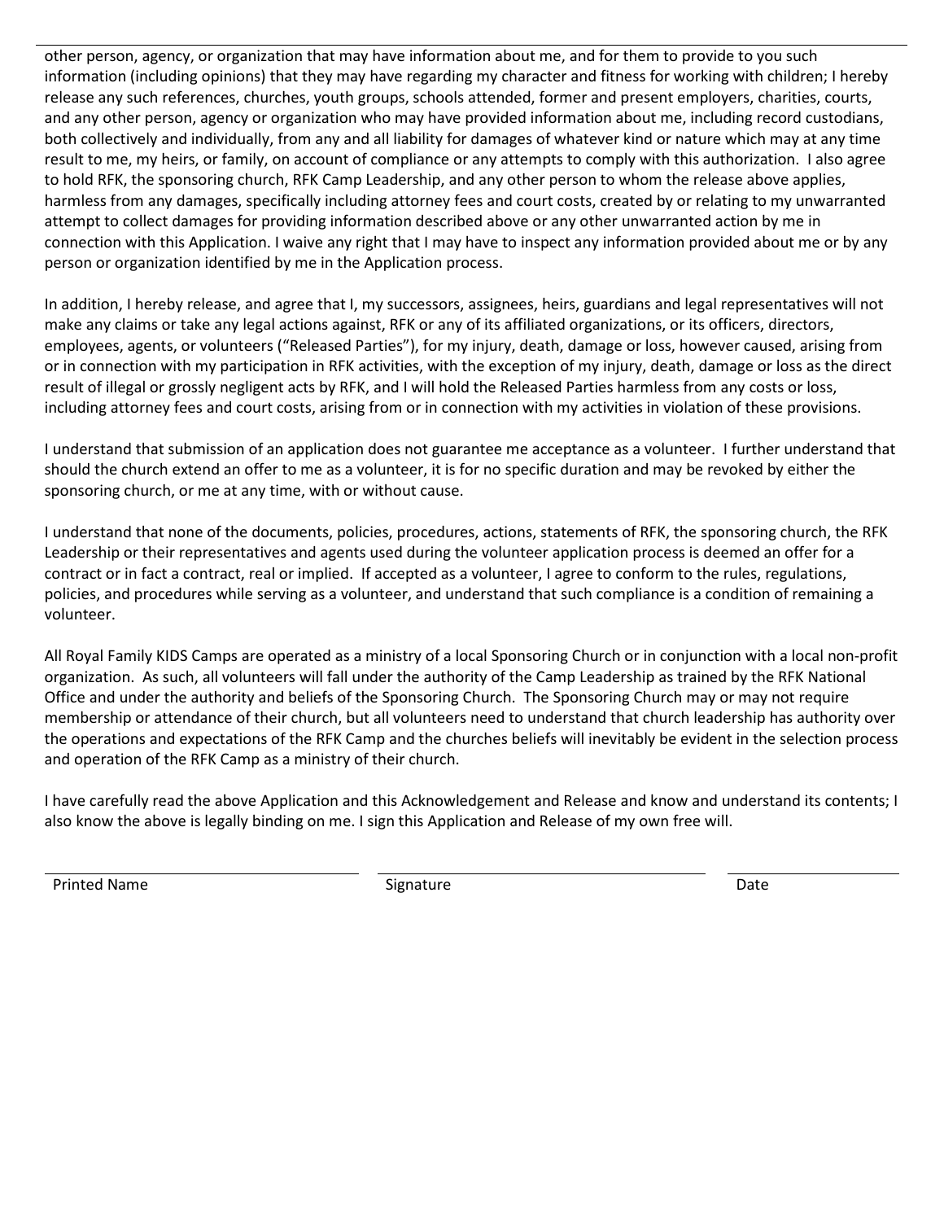other person, agency, or organization that may have information about me, and for them to provide to you such information (including opinions) that they may have regarding my character and fitness for working with children; I hereby release any such references, churches, youth groups, schools attended, former and present employers, charities, courts, and any other person, agency or organization who may have provided information about me, including record custodians, both collectively and individually, from any and all liability for damages of whatever kind or nature which may at any time result to me, my heirs, or family, on account of compliance or any attempts to comply with this authorization. I also agree to hold RFK, the sponsoring church, RFK Camp Leadership, and any other person to whom the release above applies, harmless from any damages, specifically including attorney fees and court costs, created by or relating to my unwarranted attempt to collect damages for providing information described above or any other unwarranted action by me in connection with this Application. I waive any right that I may have to inspect any information provided about me or by any person or organization identified by me in the Application process.

In addition, I hereby release, and agree that I, my successors, assignees, heirs, guardians and legal representatives will not make any claims or take any legal actions against, RFK or any of its affiliated organizations, or its officers, directors, employees, agents, or volunteers ("Released Parties"), for my injury, death, damage or loss, however caused, arising from or in connection with my participation in RFK activities, with the exception of my injury, death, damage or loss as the direct result of illegal or grossly negligent acts by RFK, and I will hold the Released Parties harmless from any costs or loss, including attorney fees and court costs, arising from or in connection with my activities in violation of these provisions.

I understand that submission of an application does not guarantee me acceptance as a volunteer. I further understand that should the church extend an offer to me as a volunteer, it is for no specific duration and may be revoked by either the sponsoring church, or me at any time, with or without cause.

I understand that none of the documents, policies, procedures, actions, statements of RFK, the sponsoring church, the RFK Leadership or their representatives and agents used during the volunteer application process is deemed an offer for a contract or in fact a contract, real or implied. If accepted as a volunteer, I agree to conform to the rules, regulations, policies, and procedures while serving as a volunteer, and understand that such compliance is a condition of remaining a volunteer.

All Royal Family KIDS Camps are operated as a ministry of a local Sponsoring Church or in conjunction with a local non-profit organization. As such, all volunteers will fall under the authority of the Camp Leadership as trained by the RFK National Office and under the authority and beliefs of the Sponsoring Church. The Sponsoring Church may or may not require membership or attendance of their church, but all volunteers need to understand that church leadership has authority over the operations and expectations of the RFK Camp and the churches beliefs will inevitably be evident in the selection process and operation of the RFK Camp as a ministry of their church.

I have carefully read the above Application and this Acknowledgement and Release and know and understand its contents; I also know the above is legally binding on me. I sign this Application and Release of my own free will.

| Printed Name | Signature | Date |
| --- | --- | --- |
| | | |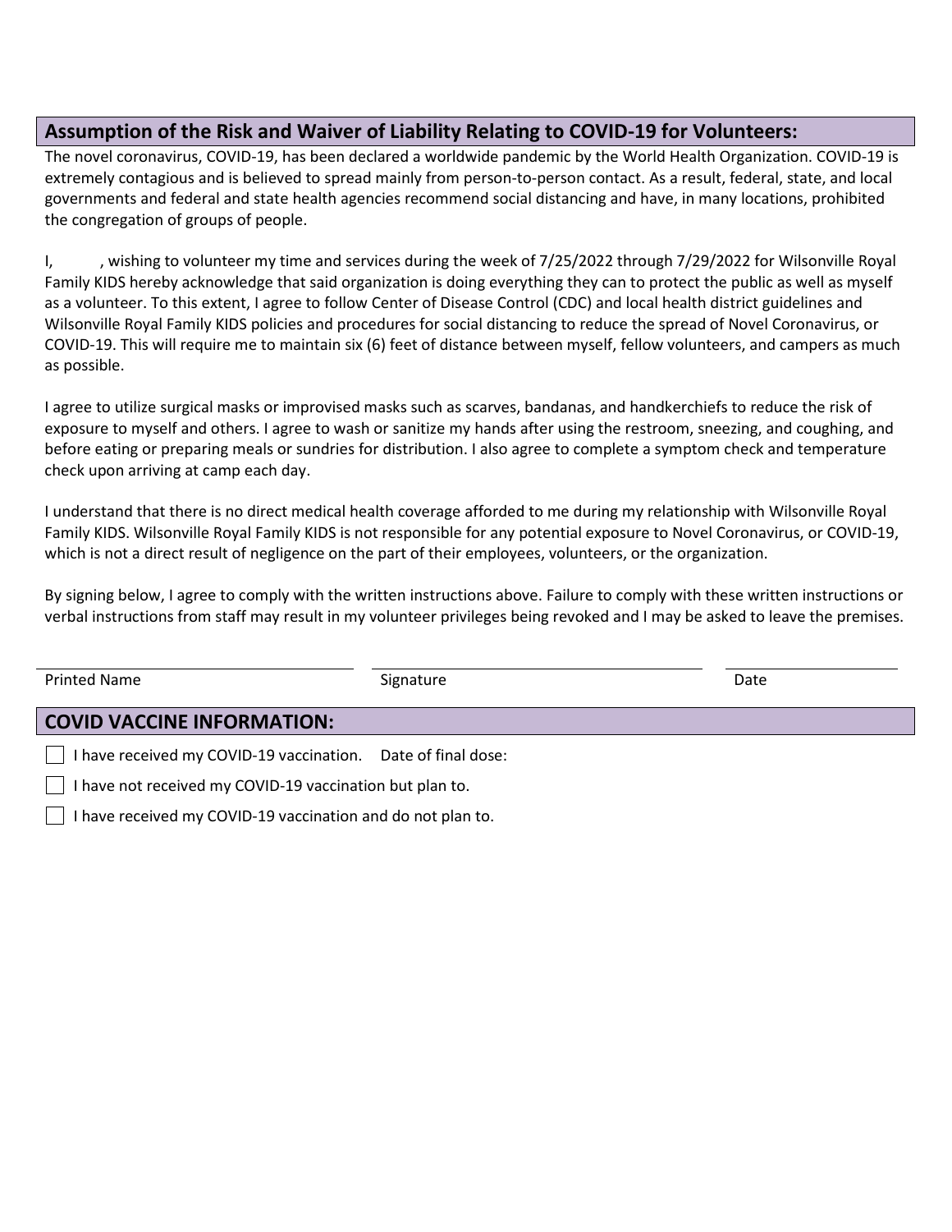## Assumption of the Risk and Waiver of Liability Relating to COVID-19 for Volunteers:

The novel coronavirus, COVID-19, has been declared a worldwide pandemic by the World Health Organization. COVID-19 is extremely contagious and is believed to spread mainly from person-to-person contact. As a result, federal, state, and local governments and federal and state health agencies recommend social distancing and have, in many locations, prohibited the congregation of groups of people.

I, , wishing to volunteer my time and services during the week of 7/25/2022 through 7/29/2022 for Wilsonville Royal Family KIDS hereby acknowledge that said organization is doing everything they can to protect the public as well as myself as a volunteer. To this extent, I agree to follow Center of Disease Control (CDC) and local health district guidelines and Wilsonville Royal Family KIDS policies and procedures for social distancing to reduce the spread of Novel Coronavirus, or COVID-19. This will require me to maintain six (6) feet of distance between myself, fellow volunteers, and campers as much as possible.

I agree to utilize surgical masks or improvised masks such as scarves, bandanas, and handkerchiefs to reduce the risk of exposure to myself and others. I agree to wash or sanitize my hands after using the restroom, sneezing, and coughing, and before eating or preparing meals or sundries for distribution. I also agree to complete a symptom check and temperature check upon arriving at camp each day.

I understand that there is no direct medical health coverage afforded to me during my relationship with Wilsonville Royal Family KIDS. Wilsonville Royal Family KIDS is not responsible for any potential exposure to Novel Coronavirus, or COVID-19, which is not a direct result of negligence on the part of their employees, volunteers, or the organization.

By signing below, I agree to comply with the written instructions above. Failure to comply with these written instructions or verbal instructions from staff may result in my volunteer privileges being revoked and I may be asked to leave the premises.

| Printed Name | Signature | Date |
|---|---|---|
| | | |

## COVID VACCINE INFORMATION:

- ☐ I have received my COVID-19 vaccination. Date of final dose:
- ☐ I have not received my COVID-19 vaccination but plan to.
- ☐ I have received my COVID-19 vaccination and do not plan to.